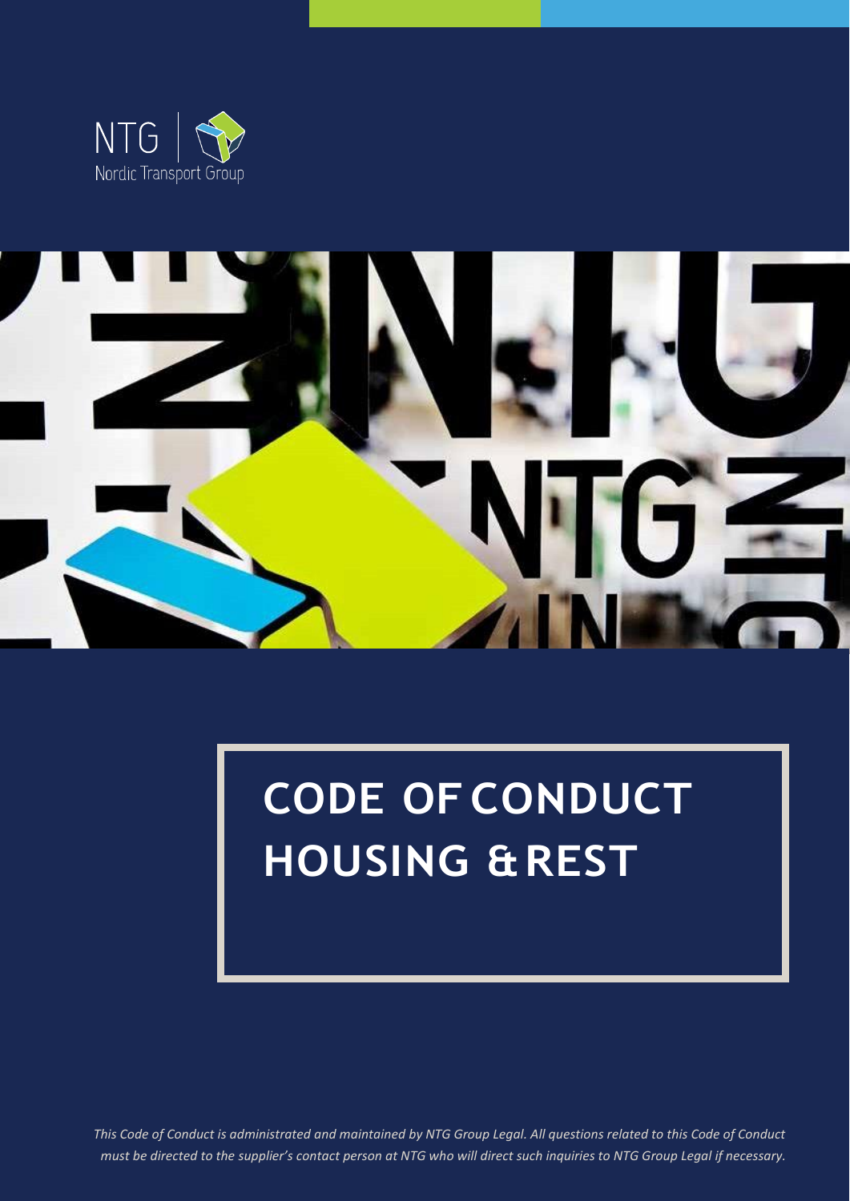NTG
Nordic Transport Group

# CODE OF CONDUCT HOUSING & REST

*This Code of Conduct is administrated and maintained by NTG Group Legal. All questions related to this Code of Conduct must be directed to the supplier's contact person at NTG who will direct such inquiries to NTG Group Legal if necessary.*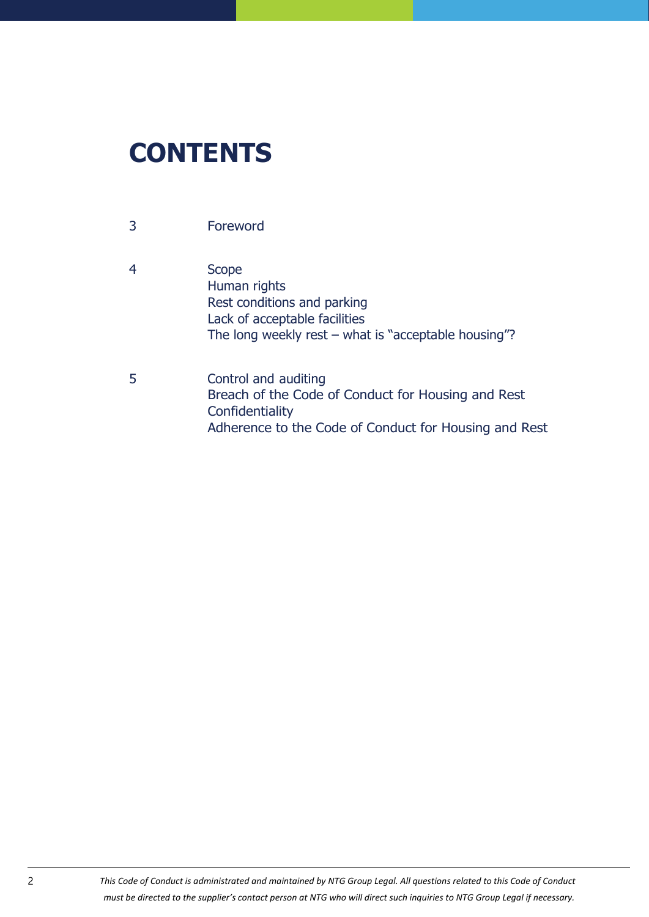# CONTENTS

| | |
|---|---|
| 3 | Foreword |
| 4 | Scope<br>Human rights<br>Rest conditions and parking<br>Lack of acceptable facilities<br>The long weekly rest – what is "acceptable housing"? |
| 5 | Control and auditing<br>Breach of the Code of Conduct for Housing and Rest<br>Confidentiality<br>Adherence to the Code of Conduct for Housing and Rest |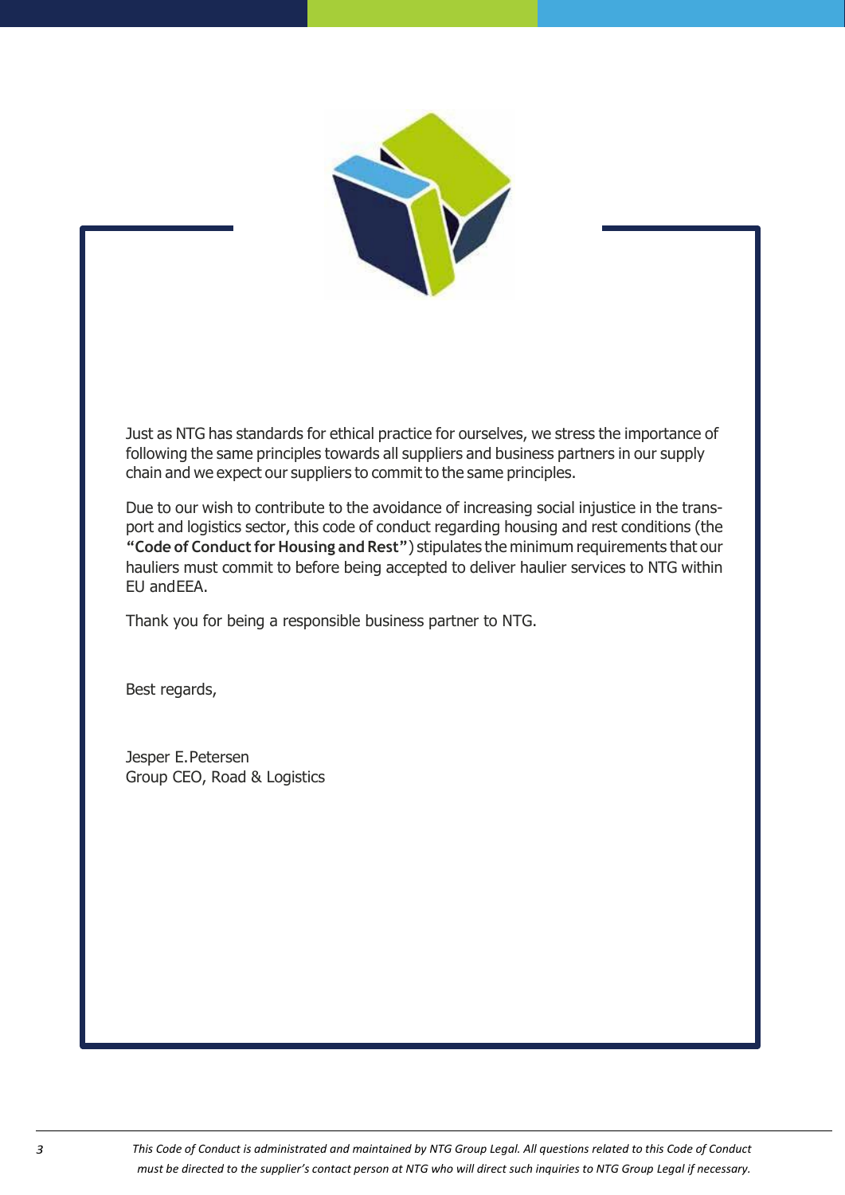Just as NTG has standards for ethical practice for ourselves, we stress the importance of following the same principles towards all suppliers and business partners in our supply chain and we expect our suppliers to commit to the same principles.

Due to our wish to contribute to the avoidance of increasing social injustice in the transport and logistics sector, this code of conduct regarding housing and rest conditions (the **"Code of Conduct for Housing and Rest"**) stipulates the minimum requirements that our hauliers must commit to before being accepted to deliver haulier services to NTG within EU and EEA.

Thank you for being a responsible business partner to NTG.

Best regards,

Jesper E. Petersen
Group CEO, Road & Logistics

*This Code of Conduct is administrated and maintained by NTG Group Legal. All questions related to this Code of Conduct must be directed to the supplier's contact person at NTG who will direct such inquiries to NTG Group Legal if necessary.*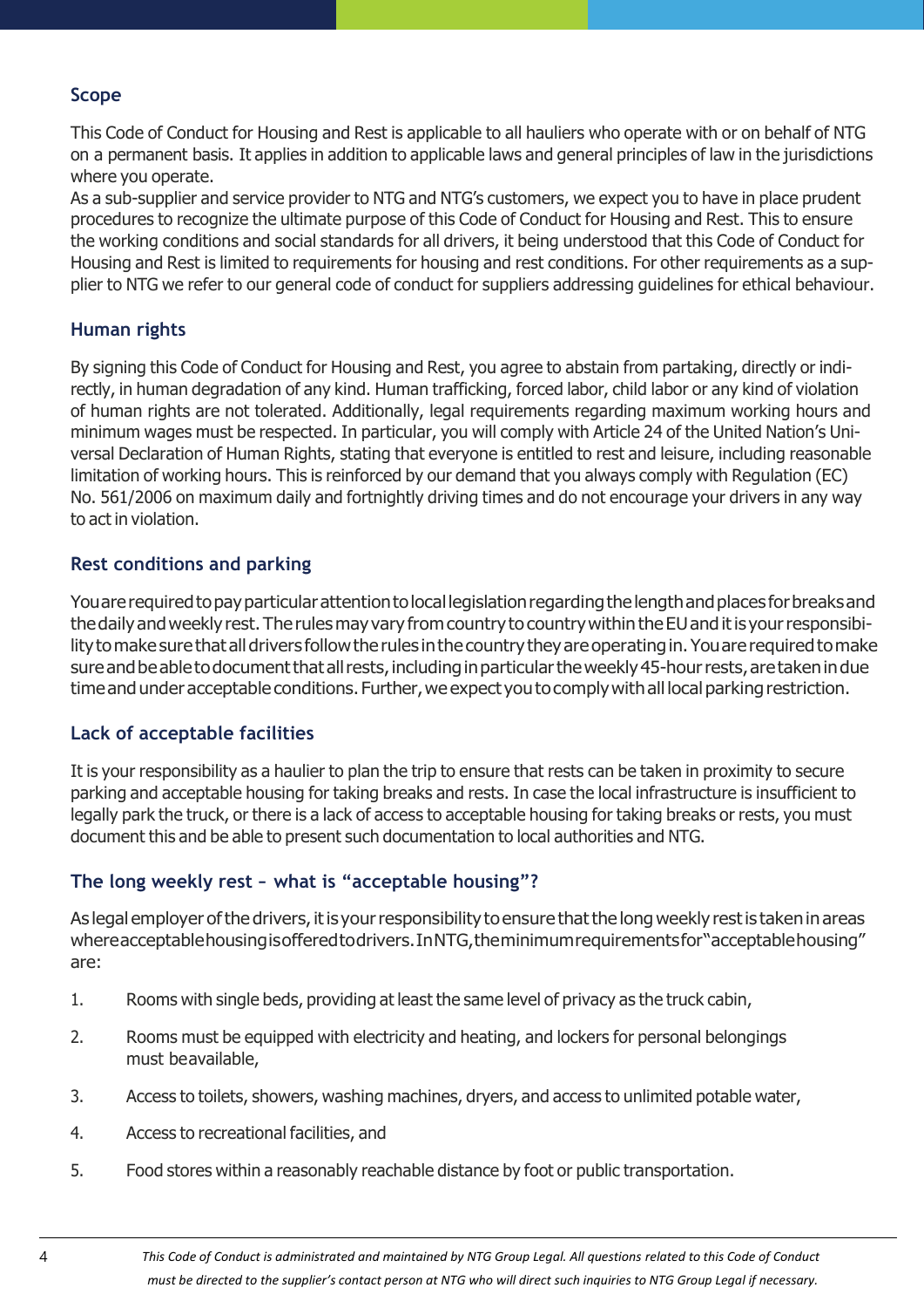## Scope

This Code of Conduct for Housing and Rest is applicable to all hauliers who operate with or on behalf of NTG on a permanent basis. It applies in addition to applicable laws and general principles of law in the jurisdictions where you operate.
As a sub-supplier and service provider to NTG and NTG's customers, we expect you to have in place prudent procedures to recognize the ultimate purpose of this Code of Conduct for Housing and Rest. This to ensure the working conditions and social standards for all drivers, it being understood that this Code of Conduct for Housing and Rest is limited to requirements for housing and rest conditions. For other requirements as a supplier to NTG we refer to our general code of conduct for suppliers addressing guidelines for ethical behaviour.

## Human rights

By signing this Code of Conduct for Housing and Rest, you agree to abstain from partaking, directly or indirectly, in human degradation of any kind. Human trafficking, forced labor, child labor or any kind of violation of human rights are not tolerated. Additionally, legal requirements regarding maximum working hours and minimum wages must be respected. In particular, you will comply with Article 24 of the United Nation's Universal Declaration of Human Rights, stating that everyone is entitled to rest and leisure, including reasonable limitation of working hours. This is reinforced by our demand that you always comply with Regulation (EC) No. 561/2006 on maximum daily and fortnightly driving times and do not encourage your drivers in any way to act in violation.

## Rest conditions and parking

You are required to pay particular attention to local legislation regarding the length and places for breaks and the daily and weekly rest. The rules may vary from country to country within the EU and it is your responsibility to make sure that all drivers follow the rules in the country they are operating in. You are required to make sure and be able to document that all rests, including in particular the weekly 45-hour rests, are taken in due time and under acceptable conditions. Further, we expect you to comply with all local parking restriction.

## Lack of acceptable facilities

It is your responsibility as a haulier to plan the trip to ensure that rests can be taken in proximity to secure parking and acceptable housing for taking breaks and rests. In case the local infrastructure is insufficient to legally park the truck, or there is a lack of access to acceptable housing for taking breaks or rests, you must document this and be able to present such documentation to local authorities and NTG.

## The long weekly rest – what is "acceptable housing"?

As legal employer of the drivers, it is your responsibility to ensure that the long weekly rest is taken in areas where acceptable housing is offered to drivers. In NTG, the minimum requirements for "acceptable housing" are:

1. Rooms with single beds, providing at least the same level of privacy as the truck cabin,
2. Rooms must be equipped with electricity and heating, and lockers for personal belongings must be available,
3. Access to toilets, showers, washing machines, dryers, and access to unlimited potable water,
4. Access to recreational facilities, and
5. Food stores within a reasonably reachable distance by foot or public transportation.

*This Code of Conduct is administrated and maintained by NTG Group Legal. All questions related to this Code of Conduct must be directed to the supplier's contact person at NTG who will direct such inquiries to NTG Group Legal if necessary.*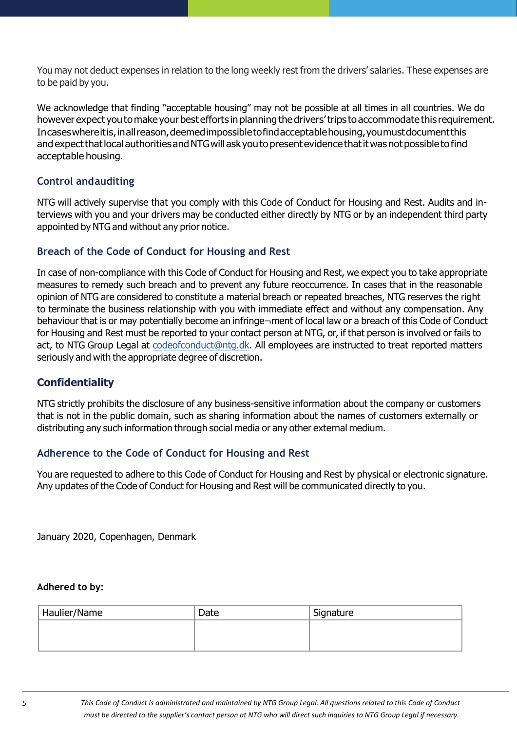You may not deduct expenses in relation to the long weekly rest from the drivers' salaries. These expenses are to be paid by you.

We acknowledge that finding "acceptable housing" may not be possible at all times in all countries. We do however expect you to make your best efforts in planning the drivers' trips to accommodate this requirement. In cases where it is, in all reason, deemed impossible to find acceptable housing, you must document this and expect that local authorities and NTG will ask you to present evidence that it was not possible to find acceptable housing.

### Control and auditing

NTG will actively supervise that you comply with this Code of Conduct for Housing and Rest. Audits and interviews with you and your drivers may be conducted either directly by NTG or by an independent third party appointed by NTG and without any prior notice.

### Breach of the Code of Conduct for Housing and Rest

In case of non-compliance with this Code of Conduct for Housing and Rest, we expect you to take appropriate measures to remedy such breach and to prevent any future reoccurrence. In cases that in the reasonable opinion of NTG are considered to constitute a material breach or repeated breaches, NTG reserves the right to terminate the business relationship with you with immediate effect and without any compensation. Any behaviour that is or may potentially become an infringe¬ment of local law or a breach of this Code of Conduct for Housing and Rest must be reported to your contact person at NTG, or, if that person is involved or fails to act, to NTG Group Legal at codeofconduct@ntg.dk. All employees are instructed to treat reported matters seriously and with the appropriate degree of discretion.

### Confidentiality

NTG strictly prohibits the disclosure of any business-sensitive information about the company or customers that is not in the public domain, such as sharing information about the names of customers externally or distributing any such information through social media or any other external medium.

### Adherence to the Code of Conduct for Housing and Rest

You are requested to adhere to this Code of Conduct for Housing and Rest by physical or electronic signature. Any updates of the Code of Conduct for Housing and Rest will be communicated directly to you.

January 2020, Copenhagen, Denmark

**Adhered to by:**

| Haulier/Name | Date | Signature |
|---|---|---|
| | | |

*This Code of Conduct is administrated and maintained by NTG Group Legal. All questions related to this Code of Conduct must be directed to the supplier's contact person at NTG who will direct such inquiries to NTG Group Legal if necessary.*